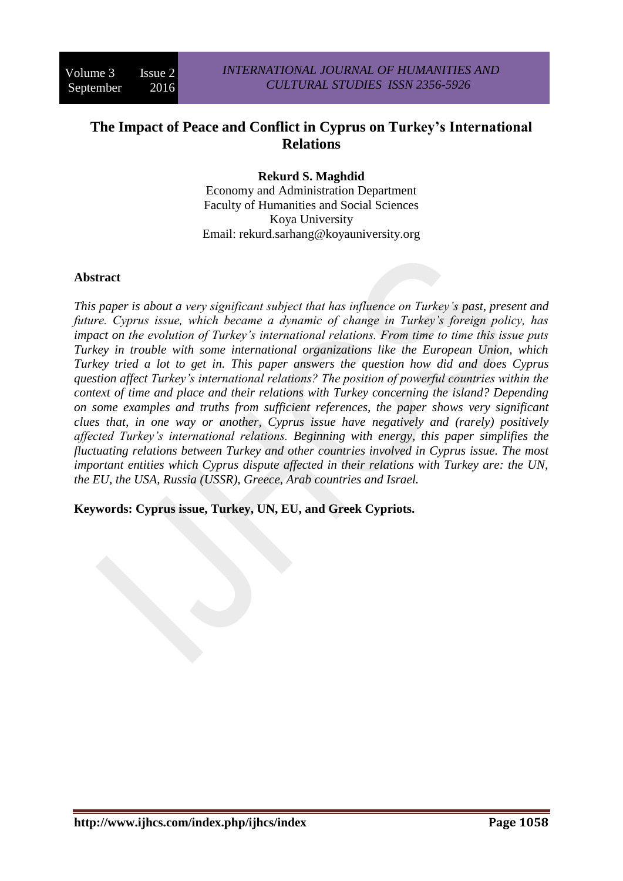# The Impact of Peace and Conflict in Cyprus on Turkey's International Relations

**Rekurd S. Maghdid**
Economy and Administration Department
Faculty of Humanities and Social Sciences
Koya University
Email: rekurd.sarhang@koyauniversity.org

**Abstract**

*This paper is about a very significant subject that has influence on Turkey's past, present and future. Cyprus issue, which became a dynamic of change in Turkey's foreign policy, has impact on the evolution of Turkey's international relations. From time to time this issue puts Turkey in trouble with some international organizations like the European Union, which Turkey tried a lot to get in. This paper answers the question how did and does Cyprus question affect Turkey's international relations? The position of powerful countries within the context of time and place and their relations with Turkey concerning the island? Depending on some examples and truths from sufficient references, the paper shows very significant clues that, in one way or another, Cyprus issue have negatively and (rarely) positively affected Turkey's international relations. Beginning with energy, this paper simplifies the fluctuating relations between Turkey and other countries involved in Cyprus issue. The most important entities which Cyprus dispute affected in their relations with Turkey are: the UN, the EU, the USA, Russia (USSR), Greece, Arab countries and Israel.*

**Keywords: Cyprus issue, Turkey, UN, EU, and Greek Cypriots.**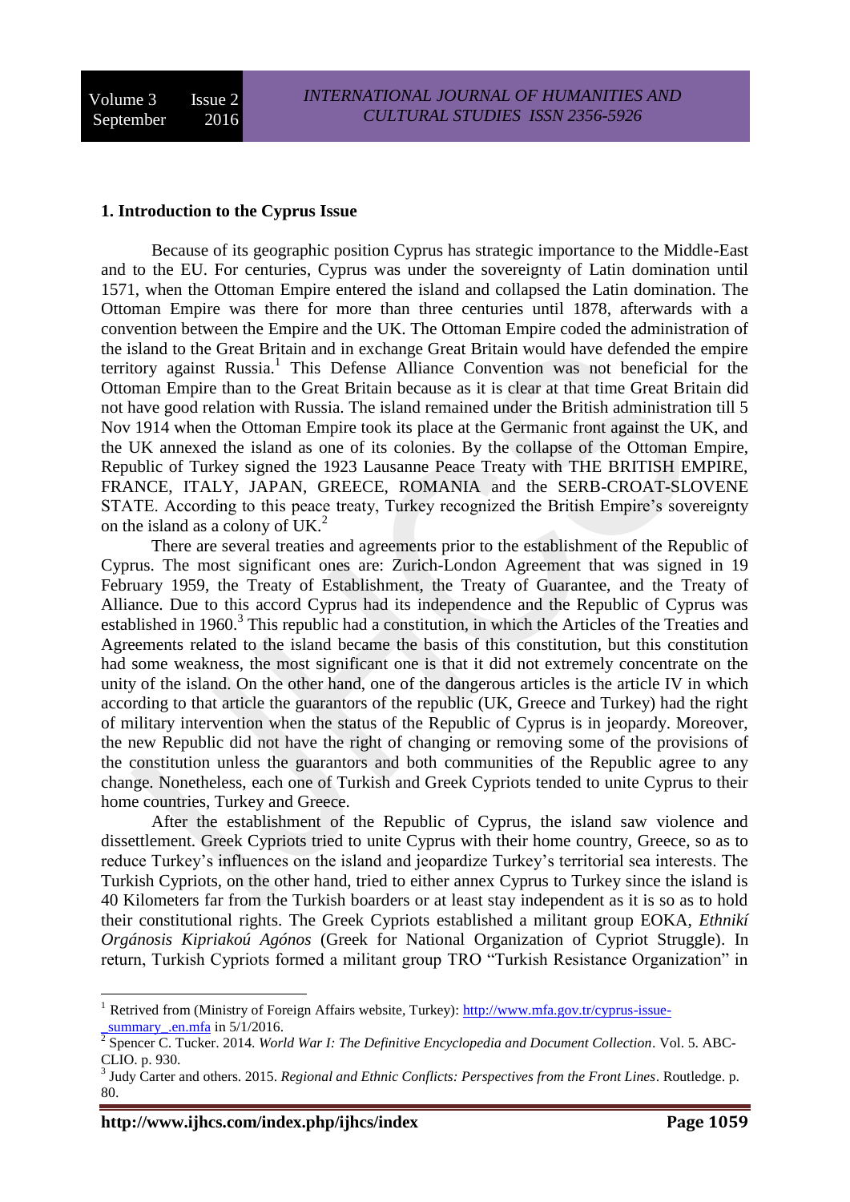## 1. Introduction to the Cyprus Issue

Because of its geographic position Cyprus has strategic importance to the Middle-East and to the EU. For centuries, Cyprus was under the sovereignty of Latin domination until 1571, when the Ottoman Empire entered the island and collapsed the Latin domination. The Ottoman Empire was there for more than three centuries until 1878, afterwards with a convention between the Empire and the UK. The Ottoman Empire coded the administration of the island to the Great Britain and in exchange Great Britain would have defended the empire territory against Russia.[1] This Defense Alliance Convention was not beneficial for the Ottoman Empire than to the Great Britain because as it is clear at that time Great Britain did not have good relation with Russia. The island remained under the British administration till 5 Nov 1914 when the Ottoman Empire took its place at the Germanic front against the UK, and the UK annexed the island as one of its colonies. By the collapse of the Ottoman Empire, Republic of Turkey signed the 1923 Lausanne Peace Treaty with THE BRITISH EMPIRE, FRANCE, ITALY, JAPAN, GREECE, ROMANIA and the SERB-CROAT-SLOVENE STATE. According to this peace treaty, Turkey recognized the British Empire's sovereignty on the island as a colony of UK.[2]

There are several treaties and agreements prior to the establishment of the Republic of Cyprus. The most significant ones are: Zurich-London Agreement that was signed in 19 February 1959, the Treaty of Establishment, the Treaty of Guarantee, and the Treaty of Alliance. Due to this accord Cyprus had its independence and the Republic of Cyprus was established in 1960.[3] This republic had a constitution, in which the Articles of the Treaties and Agreements related to the island became the basis of this constitution, but this constitution had some weakness, the most significant one is that it did not extremely concentrate on the unity of the island. On the other hand, one of the dangerous articles is the article IV in which according to that article the guarantors of the republic (UK, Greece and Turkey) had the right of military intervention when the status of the Republic of Cyprus is in jeopardy. Moreover, the new Republic did not have the right of changing or removing some of the provisions of the constitution unless the guarantors and both communities of the Republic agree to any change. Nonetheless, each one of Turkish and Greek Cypriots tended to unite Cyprus to their home countries, Turkey and Greece.

After the establishment of the Republic of Cyprus, the island saw violence and dissettlement. Greek Cypriots tried to unite Cyprus with their home country, Greece, so as to reduce Turkey's influences on the island and jeopardize Turkey's territorial sea interests. The Turkish Cypriots, on the other hand, tried to either annex Cyprus to Turkey since the island is 40 Kilometers far from the Turkish boarders or at least stay independent as it is so as to hold their constitutional rights. The Greek Cypriots established a militant group EOKA, *Ethnikí Orgánosis Kipriakoú Agónos* (Greek for National Organization of Cypriot Struggle). In return, Turkish Cypriots formed a militant group TRO "Turkish Resistance Organization" in

---

[1] Retrived from (Ministry of Foreign Affairs website, Turkey): http://www.mfa.gov.tr/cyprus-issue-_summary_.en.mfa in 5/1/2016.

[2] Spencer C. Tucker. 2014. *World War I: The Definitive Encyclopedia and Document Collection*. Vol. 5. ABC-CLIO. p. 930.

[3] Judy Carter and others. 2015. *Regional and Ethnic Conflicts: Perspectives from the Front Lines*. Routledge. p. 80.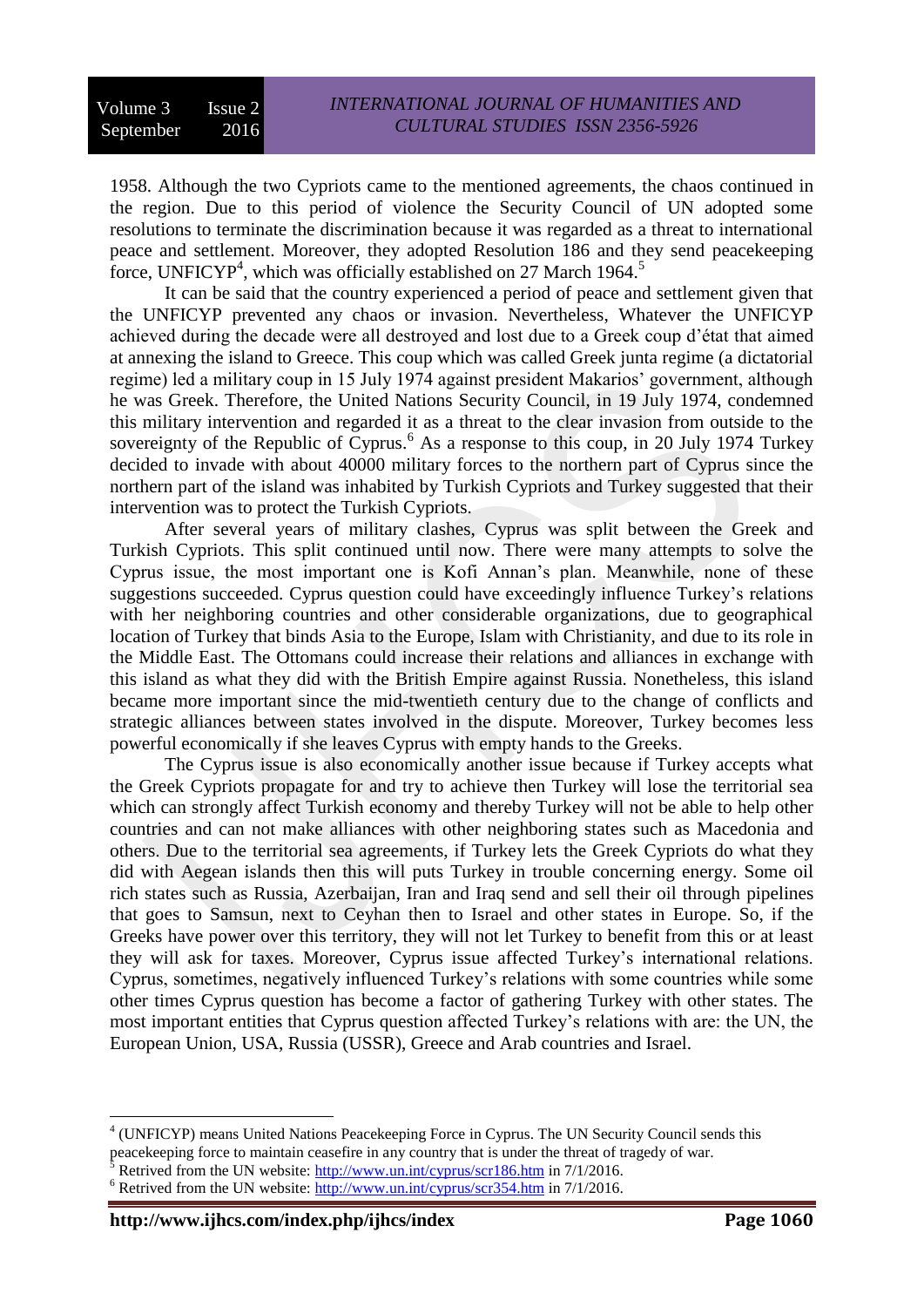1958. Although the two Cypriots came to the mentioned agreements, the chaos continued in the region. Due to this period of violence the Security Council of UN adopted some resolutions to terminate the discrimination because it was regarded as a threat to international peace and settlement. Moreover, they adopted Resolution 186 and they send peacekeeping force, UNFICYP[4], which was officially established on 27 March 1964.[5]

It can be said that the country experienced a period of peace and settlement given that the UNFICYP prevented any chaos or invasion. Nevertheless, Whatever the UNFICYP achieved during the decade were all destroyed and lost due to a Greek coup d'état that aimed at annexing the island to Greece. This coup which was called Greek junta regime (a dictatorial regime) led a military coup in 15 July 1974 against president Makarios' government, although he was Greek. Therefore, the United Nations Security Council, in 19 July 1974, condemned this military intervention and regarded it as a threat to the clear invasion from outside to the sovereignty of the Republic of Cyprus.[6] As a response to this coup, in 20 July 1974 Turkey decided to invade with about 40000 military forces to the northern part of Cyprus since the northern part of the island was inhabited by Turkish Cypriots and Turkey suggested that their intervention was to protect the Turkish Cypriots.

After several years of military clashes, Cyprus was split between the Greek and Turkish Cypriots. This split continued until now. There were many attempts to solve the Cyprus issue, the most important one is Kofi Annan's plan. Meanwhile, none of these suggestions succeeded. Cyprus question could have exceedingly influence Turkey's relations with her neighboring countries and other considerable organizations, due to geographical location of Turkey that binds Asia to the Europe, Islam with Christianity, and due to its role in the Middle East. The Ottomans could increase their relations and alliances in exchange with this island as what they did with the British Empire against Russia. Nonetheless, this island became more important since the mid-twentieth century due to the change of conflicts and strategic alliances between states involved in the dispute. Moreover, Turkey becomes less powerful economically if she leaves Cyprus with empty hands to the Greeks.

The Cyprus issue is also economically another issue because if Turkey accepts what the Greek Cypriots propagate for and try to achieve then Turkey will lose the territorial sea which can strongly affect Turkish economy and thereby Turkey will not be able to help other countries and can not make alliances with other neighboring states such as Macedonia and others. Due to the territorial sea agreements, if Turkey lets the Greek Cypriots do what they did with Aegean islands then this will puts Turkey in trouble concerning energy. Some oil rich states such as Russia, Azerbaijan, Iran and Iraq send and sell their oil through pipelines that goes to Samsun, next to Ceyhan then to Israel and other states in Europe. So, if the Greeks have power over this territory, they will not let Turkey to benefit from this or at least they will ask for taxes. Moreover, Cyprus issue affected Turkey's international relations. Cyprus, sometimes, negatively influenced Turkey's relations with some countries while some other times Cyprus question has become a factor of gathering Turkey with other states. The most important entities that Cyprus question affected Turkey's relations with are: the UN, the European Union, USA, Russia (USSR), Greece and Arab countries and Israel.

---

[4] (UNFICYP) means United Nations Peacekeeping Force in Cyprus. The UN Security Council sends this peacekeeping force to maintain ceasefire in any country that is under the threat of tragedy of war.

[5] Retrived from the UN website: http://www.un.int/cyprus/scr186.htm in 7/1/2016.

[6] Retrived from the UN website: http://www.un.int/cyprus/scr354.htm in 7/1/2016.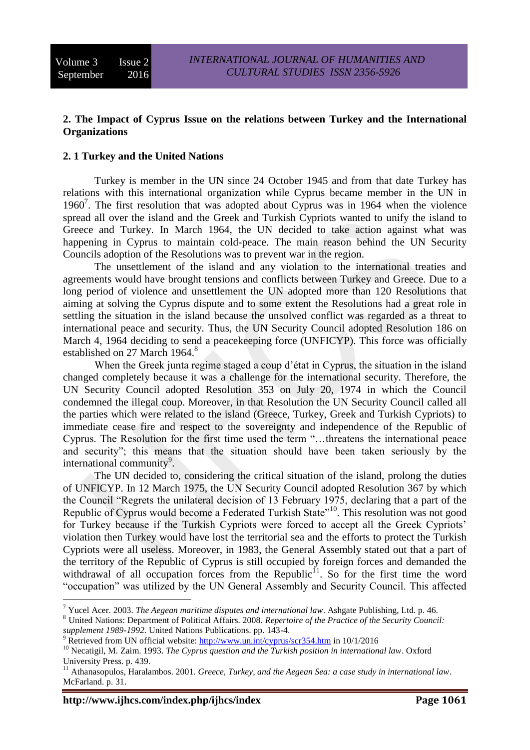## 2. The Impact of Cyprus Issue on the relations between Turkey and the International Organizations

### 2. 1 Turkey and the United Nations

Turkey is member in the UN since 24 October 1945 and from that date Turkey has relations with this international organization while Cyprus became member in the UN in 1960[7]. The first resolution that was adopted about Cyprus was in 1964 when the violence spread all over the island and the Greek and Turkish Cypriots wanted to unify the island to Greece and Turkey. In March 1964, the UN decided to take action against what was happening in Cyprus to maintain cold-peace. The main reason behind the UN Security Councils adoption of the Resolutions was to prevent war in the region.

The unsettlement of the island and any violation to the international treaties and agreements would have brought tensions and conflicts between Turkey and Greece. Due to a long period of violence and unsettlement the UN adopted more than 120 Resolutions that aiming at solving the Cyprus dispute and to some extent the Resolutions had a great role in settling the situation in the island because the unsolved conflict was regarded as a threat to international peace and security. Thus, the UN Security Council adopted Resolution 186 on March 4, 1964 deciding to send a peacekeeping force (UNFICYP). This force was officially established on 27 March 1964.[8]

When the Greek junta regime staged a coup d'état in Cyprus, the situation in the island changed completely because it was a challenge for the international security. Therefore, the UN Security Council adopted Resolution 353 on July 20, 1974 in which the Council condemned the illegal coup. Moreover, in that Resolution the UN Security Council called all the parties which were related to the island (Greece, Turkey, Greek and Turkish Cypriots) to immediate cease fire and respect to the sovereignty and independence of the Republic of Cyprus. The Resolution for the first time used the term "…threatens the international peace and security"; this means that the situation should have been taken seriously by the international community[9].

The UN decided to, considering the critical situation of the island, prolong the duties of UNFICYP. In 12 March 1975, the UN Security Council adopted Resolution 367 by which the Council "Regrets the unilateral decision of 13 February 1975, declaring that a part of the Republic of Cyprus would become a Federated Turkish State"[10]. This resolution was not good for Turkey because if the Turkish Cypriots were forced to accept all the Greek Cypriots' violation then Turkey would have lost the territorial sea and the efforts to protect the Turkish Cypriots were all useless. Moreover, in 1983, the General Assembly stated out that a part of the territory of the Republic of Cyprus is still occupied by foreign forces and demanded the withdrawal of all occupation forces from the Republic[11]. So for the first time the word "occupation" was utilized by the UN General Assembly and Security Council. This affected

---

[7] Yucel Acer. 2003. *The Aegean maritime disputes and international law*. Ashgate Publishing, Ltd. p. 46.

[8] United Nations: Department of Political Affairs. 2008. *Repertoire of the Practice of the Security Council: supplement 1989-1992*. United Nations Publications. pp. 143-4.

[9] Retrieved from UN official website: http://www.un.int/cyprus/scr354.htm in 10/1/2016

[10] Necatigil, M. Zaim. 1993. *The Cyprus question and the Turkish position in international law*. Oxford University Press. p. 439.

[11] Athanasopulos, Haralambos. 2001. *Greece, Turkey, and the Aegean Sea: a case study in international law*. McFarland. p. 31.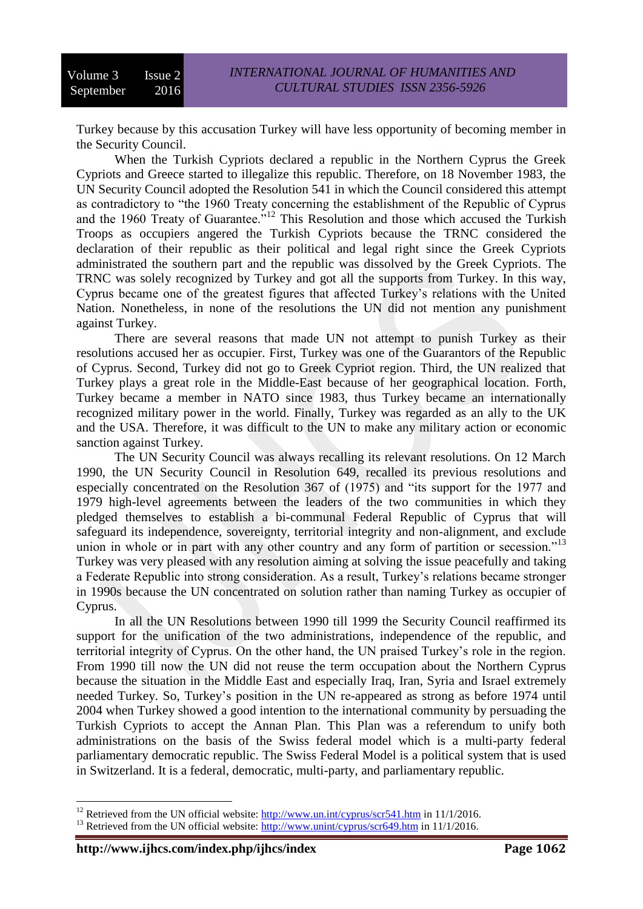Turkey because by this accusation Turkey will have less opportunity of becoming member in the Security Council.

When the Turkish Cypriots declared a republic in the Northern Cyprus the Greek Cypriots and Greece started to illegalize this republic. Therefore, on 18 November 1983, the UN Security Council adopted the Resolution 541 in which the Council considered this attempt as contradictory to "the 1960 Treaty concerning the establishment of the Republic of Cyprus and the 1960 Treaty of Guarantee."[12] This Resolution and those which accused the Turkish Troops as occupiers angered the Turkish Cypriots because the TRNC considered the declaration of their republic as their political and legal right since the Greek Cypriots administrated the southern part and the republic was dissolved by the Greek Cypriots. The TRNC was solely recognized by Turkey and got all the supports from Turkey. In this way, Cyprus became one of the greatest figures that affected Turkey's relations with the United Nation. Nonetheless, in none of the resolutions the UN did not mention any punishment against Turkey.

There are several reasons that made UN not attempt to punish Turkey as their resolutions accused her as occupier. First, Turkey was one of the Guarantors of the Republic of Cyprus. Second, Turkey did not go to Greek Cypriot region. Third, the UN realized that Turkey plays a great role in the Middle-East because of her geographical location. Forth, Turkey became a member in NATO since 1983, thus Turkey became an internationally recognized military power in the world. Finally, Turkey was regarded as an ally to the UK and the USA. Therefore, it was difficult to the UN to make any military action or economic sanction against Turkey.

The UN Security Council was always recalling its relevant resolutions. On 12 March 1990, the UN Security Council in Resolution 649, recalled its previous resolutions and especially concentrated on the Resolution 367 of (1975) and "its support for the 1977 and 1979 high-level agreements between the leaders of the two communities in which they pledged themselves to establish a bi-communal Federal Republic of Cyprus that will safeguard its independence, sovereignty, territorial integrity and non-alignment, and exclude union in whole or in part with any other country and any form of partition or secession."[13] Turkey was very pleased with any resolution aiming at solving the issue peacefully and taking a Federate Republic into strong consideration. As a result, Turkey's relations became stronger in 1990s because the UN concentrated on solution rather than naming Turkey as occupier of Cyprus.

In all the UN Resolutions between 1990 till 1999 the Security Council reaffirmed its support for the unification of the two administrations, independence of the republic, and territorial integrity of Cyprus. On the other hand, the UN praised Turkey's role in the region. From 1990 till now the UN did not reuse the term occupation about the Northern Cyprus because the situation in the Middle East and especially Iraq, Iran, Syria and Israel extremely needed Turkey. So, Turkey's position in the UN re-appeared as strong as before 1974 until 2004 when Turkey showed a good intention to the international community by persuading the Turkish Cypriots to accept the Annan Plan. This Plan was a referendum to unify both administrations on the basis of the Swiss federal model which is a multi-party federal parliamentary democratic republic. The Swiss Federal Model is a political system that is used in Switzerland. It is a federal, democratic, multi-party, and parliamentary republic.

---

[12] Retrieved from the UN official website: http://www.un.int/cyprus/scr541.htm in 11/1/2016.

[13] Retrieved from the UN official website: http://www.unint/cyprus/scr649.htm in 11/1/2016.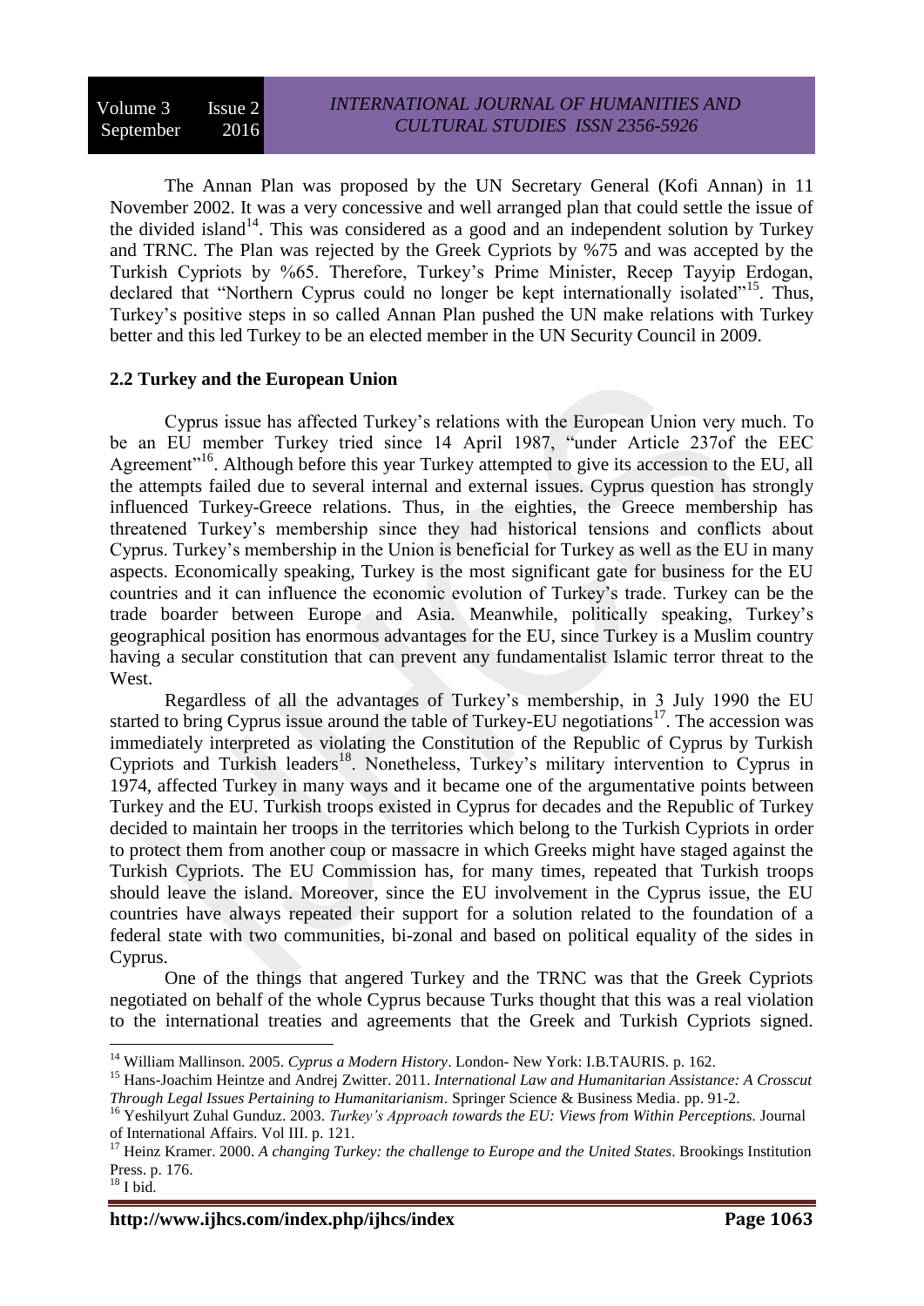The Annan Plan was proposed by the UN Secretary General (Kofi Annan) in 11 November 2002. It was a very concessive and well arranged plan that could settle the issue of the divided island[14]. This was considered as a good and an independent solution by Turkey and TRNC. The Plan was rejected by the Greek Cypriots by %75 and was accepted by the Turkish Cypriots by %65. Therefore, Turkey's Prime Minister, Recep Tayyip Erdogan, declared that "Northern Cyprus could no longer be kept internationally isolated"[15]. Thus, Turkey's positive steps in so called Annan Plan pushed the UN make relations with Turkey better and this led Turkey to be an elected member in the UN Security Council in 2009.

## 2.2 Turkey and the European Union

Cyprus issue has affected Turkey's relations with the European Union very much. To be an EU member Turkey tried since 14 April 1987, "under Article 237of the EEC Agreement"[16]. Although before this year Turkey attempted to give its accession to the EU, all the attempts failed due to several internal and external issues. Cyprus question has strongly influenced Turkey-Greece relations. Thus, in the eighties, the Greece membership has threatened Turkey's membership since they had historical tensions and conflicts about Cyprus. Turkey's membership in the Union is beneficial for Turkey as well as the EU in many aspects. Economically speaking, Turkey is the most significant gate for business for the EU countries and it can influence the economic evolution of Turkey's trade. Turkey can be the trade boarder between Europe and Asia. Meanwhile, politically speaking, Turkey's geographical position has enormous advantages for the EU, since Turkey is a Muslim country having a secular constitution that can prevent any fundamentalist Islamic terror threat to the West.

Regardless of all the advantages of Turkey's membership, in 3 July 1990 the EU started to bring Cyprus issue around the table of Turkey-EU negotiations[17]. The accession was immediately interpreted as violating the Constitution of the Republic of Cyprus by Turkish Cypriots and Turkish leaders[18]. Nonetheless, Turkey's military intervention to Cyprus in 1974, affected Turkey in many ways and it became one of the argumentative points between Turkey and the EU. Turkish troops existed in Cyprus for decades and the Republic of Turkey decided to maintain her troops in the territories which belong to the Turkish Cypriots in order to protect them from another coup or massacre in which Greeks might have staged against the Turkish Cypriots. The EU Commission has, for many times, repeated that Turkish troops should leave the island. Moreover, since the EU involvement in the Cyprus issue, the EU countries have always repeated their support for a solution related to the foundation of a federal state with two communities, bi-zonal and based on political equality of the sides in Cyprus.

One of the things that angered Turkey and the TRNC was that the Greek Cypriots negotiated on behalf of the whole Cyprus because Turks thought that this was a real violation to the international treaties and agreements that the Greek and Turkish Cypriots signed.

---

[14] William Mallinson. 2005. *Cyprus a Modern History*. London- New York: I.B.TAURIS. p. 162.

[15] Hans-Joachim Heintze and Andrej Zwitter. 2011. *International Law and Humanitarian Assistance: A Crosscut Through Legal Issues Pertaining to Humanitarianism*. Springer Science & Business Media. pp. 91-2.

[16] Yeshilyurt Zuhal Gunduz. 2003. *Turkey's Approach towards the EU: Views from Within Perceptions.* Journal of International Affairs. Vol III. p. 121.

[17] Heinz Kramer. 2000. *A changing Turkey: the challenge to Europe and the United States*. Brookings Institution Press. p. 176.

[18] I bid.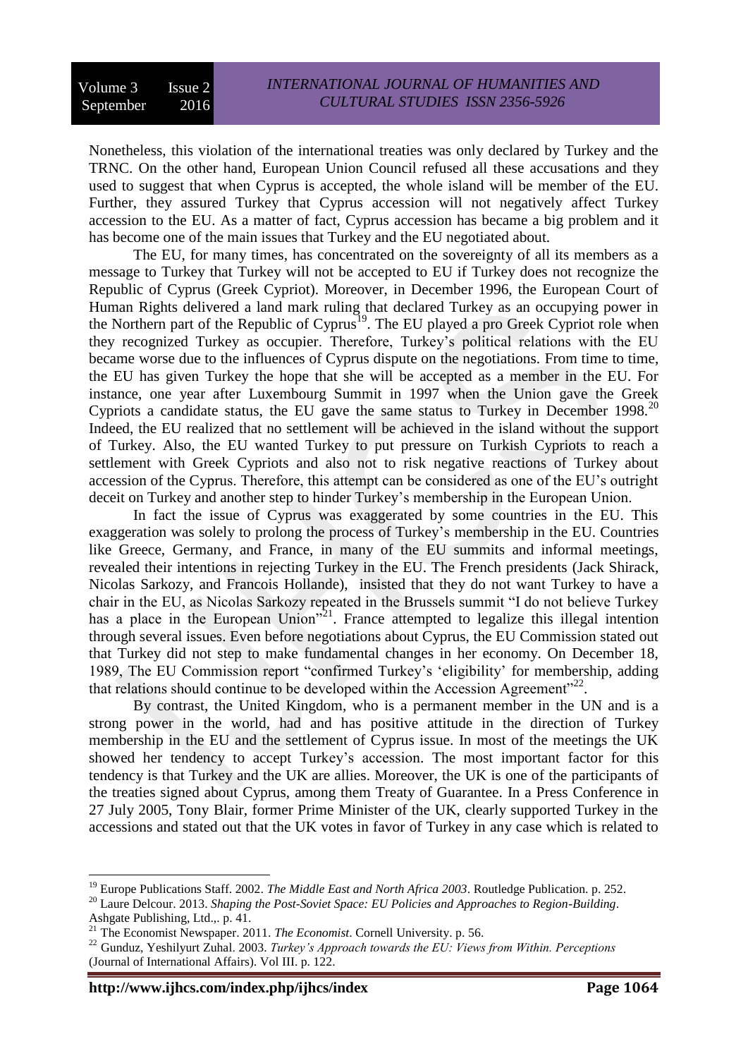Nonetheless, this violation of the international treaties was only declared by Turkey and the TRNC. On the other hand, European Union Council refused all these accusations and they used to suggest that when Cyprus is accepted, the whole island will be member of the EU. Further, they assured Turkey that Cyprus accession will not negatively affect Turkey accession to the EU. As a matter of fact, Cyprus accession has became a big problem and it has become one of the main issues that Turkey and the EU negotiated about.

The EU, for many times, has concentrated on the sovereignty of all its members as a message to Turkey that Turkey will not be accepted to EU if Turkey does not recognize the Republic of Cyprus (Greek Cypriot). Moreover, in December 1996, the European Court of Human Rights delivered a land mark ruling that declared Turkey as an occupying power in the Northern part of the Republic of Cyprus[19]. The EU played a pro Greek Cypriot role when they recognized Turkey as occupier. Therefore, Turkey's political relations with the EU became worse due to the influences of Cyprus dispute on the negotiations. From time to time, the EU has given Turkey the hope that she will be accepted as a member in the EU. For instance, one year after Luxembourg Summit in 1997 when the Union gave the Greek Cypriots a candidate status, the EU gave the same status to Turkey in December 1998.[20] Indeed, the EU realized that no settlement will be achieved in the island without the support of Turkey. Also, the EU wanted Turkey to put pressure on Turkish Cypriots to reach a settlement with Greek Cypriots and also not to risk negative reactions of Turkey about accession of the Cyprus. Therefore, this attempt can be considered as one of the EU's outright deceit on Turkey and another step to hinder Turkey's membership in the European Union.

In fact the issue of Cyprus was exaggerated by some countries in the EU. This exaggeration was solely to prolong the process of Turkey's membership in the EU. Countries like Greece, Germany, and France, in many of the EU summits and informal meetings, revealed their intentions in rejecting Turkey in the EU. The French presidents (Jack Shirack, Nicolas Sarkozy, and Francois Hollande), insisted that they do not want Turkey to have a chair in the EU, as Nicolas Sarkozy repeated in the Brussels summit "I do not believe Turkey has a place in the European Union"[21]. France attempted to legalize this illegal intention through several issues. Even before negotiations about Cyprus, the EU Commission stated out that Turkey did not step to make fundamental changes in her economy. On December 18, 1989, The EU Commission report "confirmed Turkey's 'eligibility' for membership, adding that relations should continue to be developed within the Accession Agreement"[22].

By contrast, the United Kingdom, who is a permanent member in the UN and is a strong power in the world, had and has positive attitude in the direction of Turkey membership in the EU and the settlement of Cyprus issue. In most of the meetings the UK showed her tendency to accept Turkey's accession. The most important factor for this tendency is that Turkey and the UK are allies. Moreover, the UK is one of the participants of the treaties signed about Cyprus, among them Treaty of Guarantee. In a Press Conference in 27 July 2005, Tony Blair, former Prime Minister of the UK, clearly supported Turkey in the accessions and stated out that the UK votes in favor of Turkey in any case which is related to

---

[19] Europe Publications Staff. 2002. *The Middle East and North Africa 2003*. Routledge Publication. p. 252.

[20] Laure Delcour. 2013. *Shaping the Post-Soviet Space: EU Policies and Approaches to Region-Building*. Ashgate Publishing, Ltd.,. p. 41.

[21] The Economist Newspaper. 2011. *The Economist*. Cornell University. p. 56.

[22] Gunduz, Yeshilyurt Zuhal. 2003. *Turkey's Approach towards the EU: Views from Within. Perceptions* (Journal of International Affairs). Vol III. p. 122.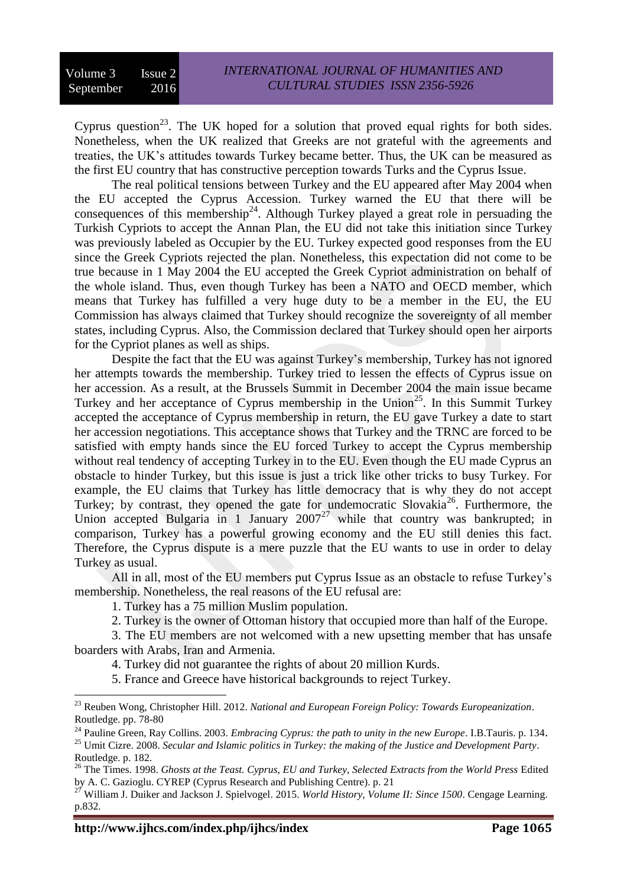Cyprus question[23]. The UK hoped for a solution that proved equal rights for both sides. Nonetheless, when the UK realized that Greeks are not grateful with the agreements and treaties, the UK's attitudes towards Turkey became better. Thus, the UK can be measured as the first EU country that has constructive perception towards Turks and the Cyprus Issue.

The real political tensions between Turkey and the EU appeared after May 2004 when the EU accepted the Cyprus Accession. Turkey warned the EU that there will be consequences of this membership[24]. Although Turkey played a great role in persuading the Turkish Cypriots to accept the Annan Plan, the EU did not take this initiation since Turkey was previously labeled as Occupier by the EU. Turkey expected good responses from the EU since the Greek Cypriots rejected the plan. Nonetheless, this expectation did not come to be true because in 1 May 2004 the EU accepted the Greek Cypriot administration on behalf of the whole island. Thus, even though Turkey has been a NATO and OECD member, which means that Turkey has fulfilled a very huge duty to be a member in the EU, the EU Commission has always claimed that Turkey should recognize the sovereignty of all member states, including Cyprus. Also, the Commission declared that Turkey should open her airports for the Cypriot planes as well as ships.

Despite the fact that the EU was against Turkey's membership, Turkey has not ignored her attempts towards the membership. Turkey tried to lessen the effects of Cyprus issue on her accession. As a result, at the Brussels Summit in December 2004 the main issue became Turkey and her acceptance of Cyprus membership in the Union[25]. In this Summit Turkey accepted the acceptance of Cyprus membership in return, the EU gave Turkey a date to start her accession negotiations. This acceptance shows that Turkey and the TRNC are forced to be satisfied with empty hands since the EU forced Turkey to accept the Cyprus membership without real tendency of accepting Turkey in to the EU. Even though the EU made Cyprus an obstacle to hinder Turkey, but this issue is just a trick like other tricks to busy Turkey. For example, the EU claims that Turkey has little democracy that is why they do not accept Turkey; by contrast, they opened the gate for undemocratic Slovakia[26]. Furthermore, the Union accepted Bulgaria in 1 January 2007[27] while that country was bankrupted; in comparison, Turkey has a powerful growing economy and the EU still denies this fact. Therefore, the Cyprus dispute is a mere puzzle that the EU wants to use in order to delay Turkey as usual.

All in all, most of the EU members put Cyprus Issue as an obstacle to refuse Turkey's membership. Nonetheless, the real reasons of the EU refusal are:

1. Turkey has a 75 million Muslim population.
2. Turkey is the owner of Ottoman history that occupied more than half of the Europe.
3. The EU members are not welcomed with a new upsetting member that has unsafe boarders with Arabs, Iran and Armenia.
4. Turkey did not guarantee the rights of about 20 million Kurds.
5. France and Greece have historical backgrounds to reject Turkey.

---

[23] Reuben Wong, Christopher Hill. 2012. *National and European Foreign Policy: Towards Europeanization*. Routledge. pp. 78-80

[24] Pauline Green, Ray Collins. 2003. *Embracing Cyprus: the path to unity in the new Europe*. I.B.Tauris. p. 134.

[25] Umit Cizre. 2008. *Secular and Islamic politics in Turkey: the making of the Justice and Development Party*. Routledge. p. 182.

[26] The Times. 1998. *Ghosts at the Teast. Cyprus, EU and Turkey, Selected Extracts from the World Press* Edited by A. C. Gazioglu. CYREP (Cyprus Research and Publishing Centre). p. 21

[27] William J. Duiker and Jackson J. Spielvogel. 2015. *World History, Volume II: Since 1500*. Cengage Learning. p.832.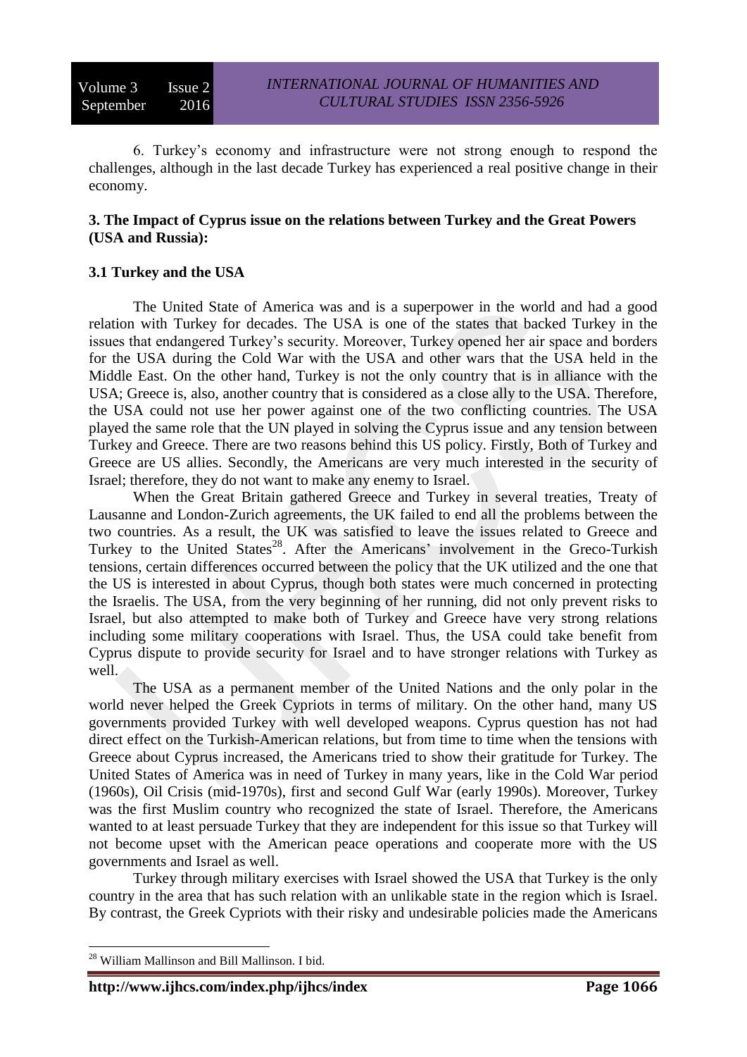6. Turkey's economy and infrastructure were not strong enough to respond the challenges, although in the last decade Turkey has experienced a real positive change in their economy.

### 3. The Impact of Cyprus issue on the relations between Turkey and the Great Powers (USA and Russia):

#### 3.1 Turkey and the USA

The United State of America was and is a superpower in the world and had a good relation with Turkey for decades. The USA is one of the states that backed Turkey in the issues that endangered Turkey's security. Moreover, Turkey opened her air space and borders for the USA during the Cold War with the USA and other wars that the USA held in the Middle East. On the other hand, Turkey is not the only country that is in alliance with the USA; Greece is, also, another country that is considered as a close ally to the USA. Therefore, the USA could not use her power against one of the two conflicting countries. The USA played the same role that the UN played in solving the Cyprus issue and any tension between Turkey and Greece. There are two reasons behind this US policy. Firstly, Both of Turkey and Greece are US allies. Secondly, the Americans are very much interested in the security of Israel; therefore, they do not want to make any enemy to Israel.

When the Great Britain gathered Greece and Turkey in several treaties, Treaty of Lausanne and London-Zurich agreements, the UK failed to end all the problems between the two countries. As a result, the UK was satisfied to leave the issues related to Greece and Turkey to the United States[28]. After the Americans' involvement in the Greco-Turkish tensions, certain differences occurred between the policy that the UK utilized and the one that the US is interested in about Cyprus, though both states were much concerned in protecting the Israelis. The USA, from the very beginning of her running, did not only prevent risks to Israel, but also attempted to make both of Turkey and Greece have very strong relations including some military cooperations with Israel. Thus, the USA could take benefit from Cyprus dispute to provide security for Israel and to have stronger relations with Turkey as well.

The USA as a permanent member of the United Nations and the only polar in the world never helped the Greek Cypriots in terms of military. On the other hand, many US governments provided Turkey with well developed weapons. Cyprus question has not had direct effect on the Turkish-American relations, but from time to time when the tensions with Greece about Cyprus increased, the Americans tried to show their gratitude for Turkey. The United States of America was in need of Turkey in many years, like in the Cold War period (1960s), Oil Crisis (mid-1970s), first and second Gulf War (early 1990s). Moreover, Turkey was the first Muslim country who recognized the state of Israel. Therefore, the Americans wanted to at least persuade Turkey that they are independent for this issue so that Turkey will not become upset with the American peace operations and cooperate more with the US governments and Israel as well.

Turkey through military exercises with Israel showed the USA that Turkey is the only country in the area that has such relation with an unlikable state in the region which is Israel. By contrast, the Greek Cypriots with their risky and undesirable policies made the Americans

---

[28] William Mallinson and Bill Mallinson. I bid.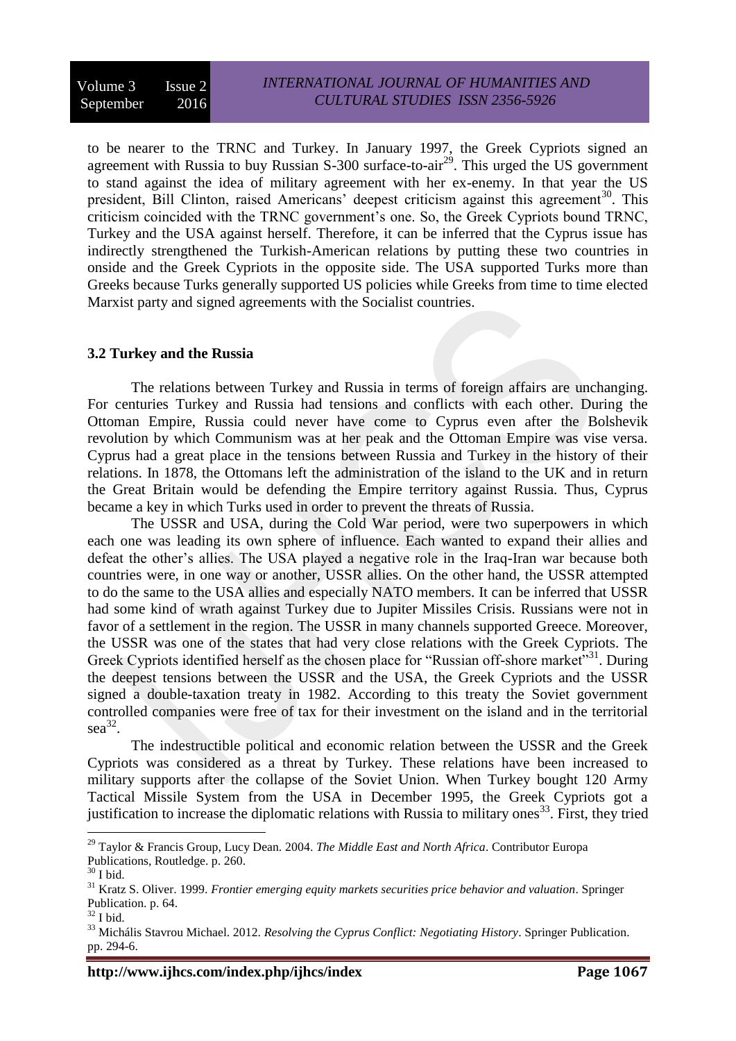to be nearer to the TRNC and Turkey. In January 1997, the Greek Cypriots signed an agreement with Russia to buy Russian S-300 surface-to-air[29]. This urged the US government to stand against the idea of military agreement with her ex-enemy. In that year the US president, Bill Clinton, raised Americans' deepest criticism against this agreement[30]. This criticism coincided with the TRNC government's one. So, the Greek Cypriots bound TRNC, Turkey and the USA against herself. Therefore, it can be inferred that the Cyprus issue has indirectly strengthened the Turkish-American relations by putting these two countries in onside and the Greek Cypriots in the opposite side. The USA supported Turks more than Greeks because Turks generally supported US policies while Greeks from time to time elected Marxist party and signed agreements with the Socialist countries.

### 3.2 Turkey and the Russia

The relations between Turkey and Russia in terms of foreign affairs are unchanging. For centuries Turkey and Russia had tensions and conflicts with each other. During the Ottoman Empire, Russia could never have come to Cyprus even after the Bolshevik revolution by which Communism was at her peak and the Ottoman Empire was vise versa. Cyprus had a great place in the tensions between Russia and Turkey in the history of their relations. In 1878, the Ottomans left the administration of the island to the UK and in return the Great Britain would be defending the Empire territory against Russia. Thus, Cyprus became a key in which Turks used in order to prevent the threats of Russia.

The USSR and USA, during the Cold War period, were two superpowers in which each one was leading its own sphere of influence. Each wanted to expand their allies and defeat the other's allies. The USA played a negative role in the Iraq-Iran war because both countries were, in one way or another, USSR allies. On the other hand, the USSR attempted to do the same to the USA allies and especially NATO members. It can be inferred that USSR had some kind of wrath against Turkey due to Jupiter Missiles Crisis. Russians were not in favor of a settlement in the region. The USSR in many channels supported Greece. Moreover, the USSR was one of the states that had very close relations with the Greek Cypriots. The Greek Cypriots identified herself as the chosen place for "Russian off-shore market"[31]. During the deepest tensions between the USSR and the USA, the Greek Cypriots and the USSR signed a double-taxation treaty in 1982. According to this treaty the Soviet government controlled companies were free of tax for their investment on the island and in the territorial sea[32].

The indestructible political and economic relation between the USSR and the Greek Cypriots was considered as a threat by Turkey. These relations have been increased to military supports after the collapse of the Soviet Union. When Turkey bought 120 Army Tactical Missile System from the USA in December 1995, the Greek Cypriots got a justification to increase the diplomatic relations with Russia to military ones[33]. First, they tried

---

[29] Taylor & Francis Group, Lucy Dean. 2004. *The Middle East and North Africa*. Contributor Europa Publications, Routledge. p. 260.

[30] I bid.

[31] Kratz S. Oliver. 1999. *Frontier emerging equity markets securities price behavior and valuation*. Springer Publication. p. 64.

[32] I bid.

[33] Michális Stavrou Michael. 2012. *Resolving the Cyprus Conflict: Negotiating History*. Springer Publication. pp. 294-6.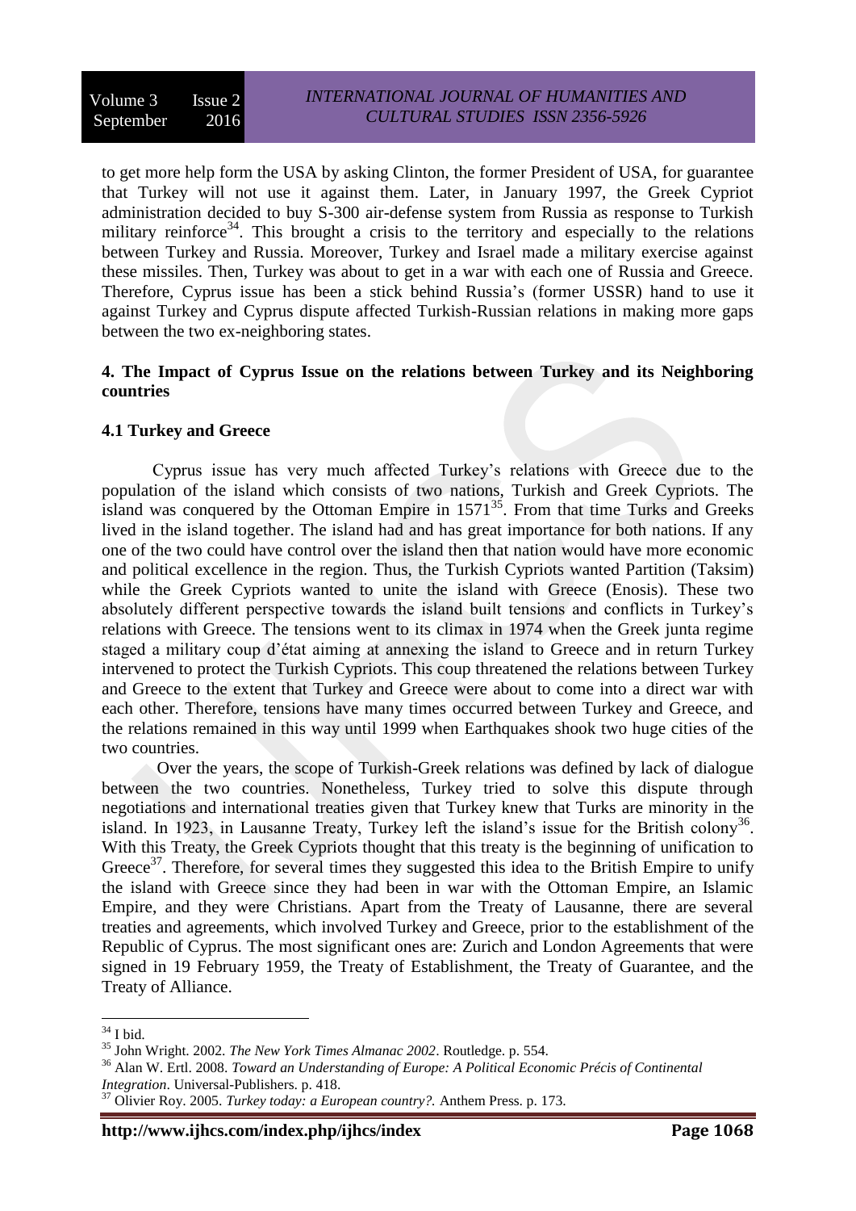to get more help form the USA by asking Clinton, the former President of USA, for guarantee that Turkey will not use it against them. Later, in January 1997, the Greek Cypriot administration decided to buy S-300 air-defense system from Russia as response to Turkish military reinforce[34]. This brought a crisis to the territory and especially to the relations between Turkey and Russia. Moreover, Turkey and Israel made a military exercise against these missiles. Then, Turkey was about to get in a war with each one of Russia and Greece. Therefore, Cyprus issue has been a stick behind Russia's (former USSR) hand to use it against Turkey and Cyprus dispute affected Turkish-Russian relations in making more gaps between the two ex-neighboring states.

## 4. The Impact of Cyprus Issue on the relations between Turkey and its Neighboring countries

### 4.1 Turkey and Greece

Cyprus issue has very much affected Turkey's relations with Greece due to the population of the island which consists of two nations, Turkish and Greek Cypriots. The island was conquered by the Ottoman Empire in 1571[35]. From that time Turks and Greeks lived in the island together. The island had and has great importance for both nations. If any one of the two could have control over the island then that nation would have more economic and political excellence in the region. Thus, the Turkish Cypriots wanted Partition (Taksim) while the Greek Cypriots wanted to unite the island with Greece (Enosis). These two absolutely different perspective towards the island built tensions and conflicts in Turkey's relations with Greece. The tensions went to its climax in 1974 when the Greek junta regime staged a military coup d'état aiming at annexing the island to Greece and in return Turkey intervened to protect the Turkish Cypriots. This coup threatened the relations between Turkey and Greece to the extent that Turkey and Greece were about to come into a direct war with each other. Therefore, tensions have many times occurred between Turkey and Greece, and the relations remained in this way until 1999 when Earthquakes shook two huge cities of the two countries.

Over the years, the scope of Turkish-Greek relations was defined by lack of dialogue between the two countries. Nonetheless, Turkey tried to solve this dispute through negotiations and international treaties given that Turkey knew that Turks are minority in the island. In 1923, in Lausanne Treaty, Turkey left the island's issue for the British colony[36]. With this Treaty, the Greek Cypriots thought that this treaty is the beginning of unification to Greece[37]. Therefore, for several times they suggested this idea to the British Empire to unify the island with Greece since they had been in war with the Ottoman Empire, an Islamic Empire, and they were Christians. Apart from the Treaty of Lausanne, there are several treaties and agreements, which involved Turkey and Greece, prior to the establishment of the Republic of Cyprus. The most significant ones are: Zurich and London Agreements that were signed in 19 February 1959, the Treaty of Establishment, the Treaty of Guarantee, and the Treaty of Alliance.

---

[34] I bid.

[35] John Wright. 2002. *The New York Times Almanac 2002*. Routledge. p. 554.

[36] Alan W. Ertl. 2008. *Toward an Understanding of Europe: A Political Economic Précis of Continental Integration*. Universal-Publishers. p. 418.

[37] Olivier Roy. 2005. *Turkey today: a European country?.* Anthem Press. p. 173.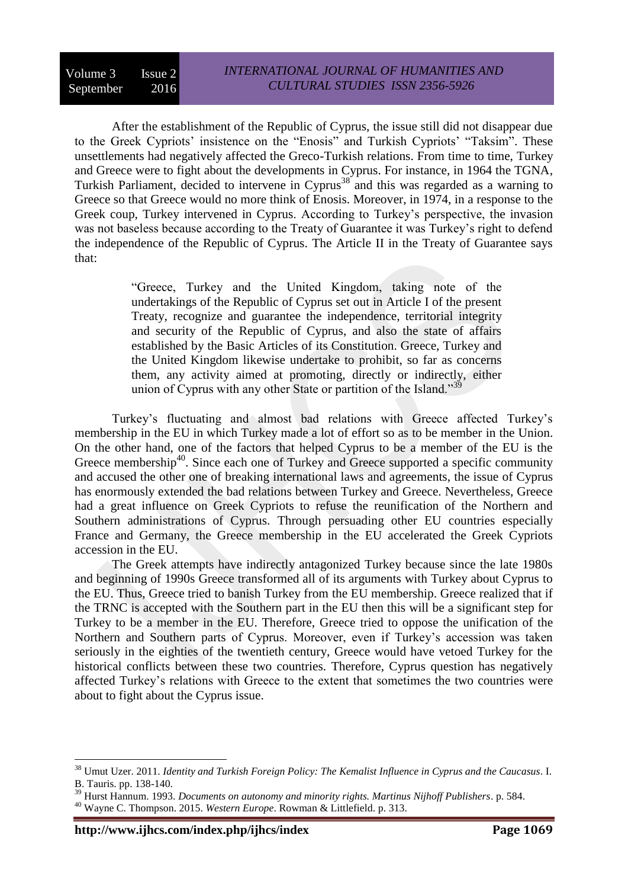After the establishment of the Republic of Cyprus, the issue still did not disappear due to the Greek Cypriots' insistence on the "Enosis" and Turkish Cypriots' "Taksim". These unsettlements had negatively affected the Greco-Turkish relations. From time to time, Turkey and Greece were to fight about the developments in Cyprus. For instance, in 1964 the TGNA, Turkish Parliament, decided to intervene in Cyprus[38] and this was regarded as a warning to Greece so that Greece would no more think of Enosis. Moreover, in 1974, in a response to the Greek coup, Turkey intervened in Cyprus. According to Turkey's perspective, the invasion was not baseless because according to the Treaty of Guarantee it was Turkey's right to defend the independence of the Republic of Cyprus. The Article II in the Treaty of Guarantee says that:

> "Greece, Turkey and the United Kingdom, taking note of the undertakings of the Republic of Cyprus set out in Article I of the present Treaty, recognize and guarantee the independence, territorial integrity and security of the Republic of Cyprus, and also the state of affairs established by the Basic Articles of its Constitution. Greece, Turkey and the United Kingdom likewise undertake to prohibit, so far as concerns them, any activity aimed at promoting, directly or indirectly, either union of Cyprus with any other State or partition of the Island."[39]

Turkey's fluctuating and almost bad relations with Greece affected Turkey's membership in the EU in which Turkey made a lot of effort so as to be member in the Union. On the other hand, one of the factors that helped Cyprus to be a member of the EU is the Greece membership[40]. Since each one of Turkey and Greece supported a specific community and accused the other one of breaking international laws and agreements, the issue of Cyprus has enormously extended the bad relations between Turkey and Greece. Nevertheless, Greece had a great influence on Greek Cypriots to refuse the reunification of the Northern and Southern administrations of Cyprus. Through persuading other EU countries especially France and Germany, the Greece membership in the EU accelerated the Greek Cypriots accession in the EU.

The Greek attempts have indirectly antagonized Turkey because since the late 1980s and beginning of 1990s Greece transformed all of its arguments with Turkey about Cyprus to the EU. Thus, Greece tried to banish Turkey from the EU membership. Greece realized that if the TRNC is accepted with the Southern part in the EU then this will be a significant step for Turkey to be a member in the EU. Therefore, Greece tried to oppose the unification of the Northern and Southern parts of Cyprus. Moreover, even if Turkey's accession was taken seriously in the eighties of the twentieth century, Greece would have vetoed Turkey for the historical conflicts between these two countries. Therefore, Cyprus question has negatively affected Turkey's relations with Greece to the extent that sometimes the two countries were about to fight about the Cyprus issue.

---

[38] Umut Uzer. 2011. *Identity and Turkish Foreign Policy: The Kemalist Influence in Cyprus and the Caucasus*. I. B. Tauris. pp. 138-140.

[39] Hurst Hannum. 1993. *Documents on autonomy and minority rights. Martinus Nijhoff Publishers*. p. 584.

[40] Wayne C. Thompson. 2015. *Western Europe*. Rowman & Littlefield. p. 313.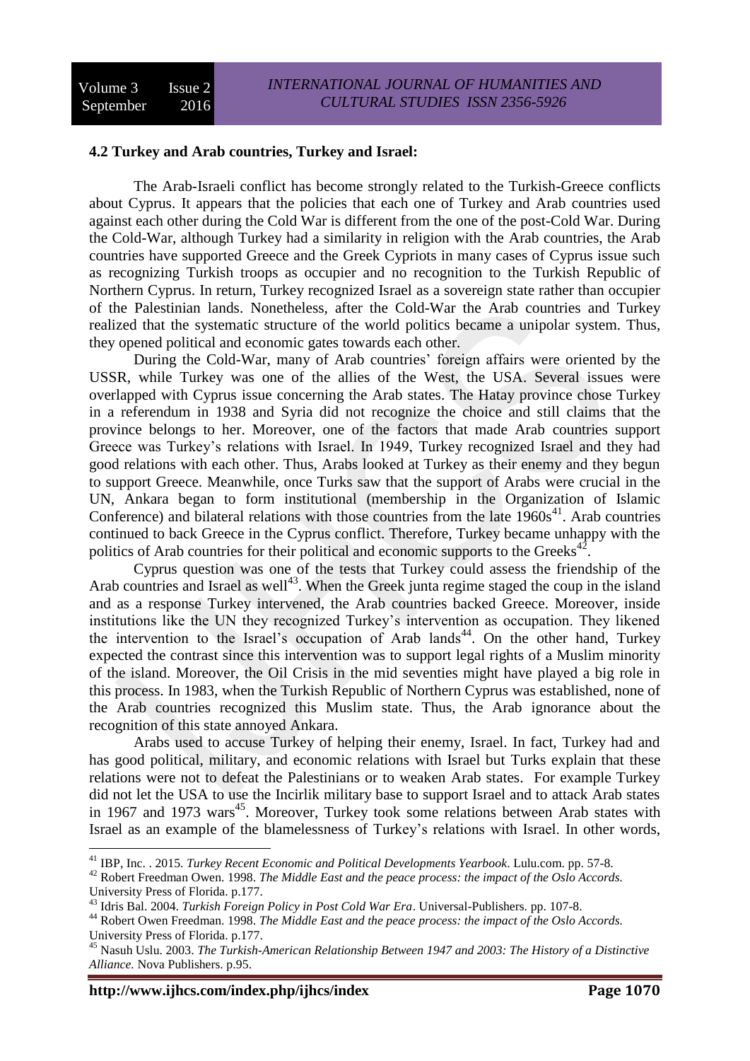### 4.2 Turkey and Arab countries, Turkey and Israel:

The Arab-Israeli conflict has become strongly related to the Turkish-Greece conflicts about Cyprus. It appears that the policies that each one of Turkey and Arab countries used against each other during the Cold War is different from the one of the post-Cold War. During the Cold-War, although Turkey had a similarity in religion with the Arab countries, the Arab countries have supported Greece and the Greek Cypriots in many cases of Cyprus issue such as recognizing Turkish troops as occupier and no recognition to the Turkish Republic of Northern Cyprus. In return, Turkey recognized Israel as a sovereign state rather than occupier of the Palestinian lands. Nonetheless, after the Cold-War the Arab countries and Turkey realized that the systematic structure of the world politics became a unipolar system. Thus, they opened political and economic gates towards each other.

During the Cold-War, many of Arab countries' foreign affairs were oriented by the USSR, while Turkey was one of the allies of the West, the USA. Several issues were overlapped with Cyprus issue concerning the Arab states. The Hatay province chose Turkey in a referendum in 1938 and Syria did not recognize the choice and still claims that the province belongs to her. Moreover, one of the factors that made Arab countries support Greece was Turkey's relations with Israel. In 1949, Turkey recognized Israel and they had good relations with each other. Thus, Arabs looked at Turkey as their enemy and they begun to support Greece. Meanwhile, once Turks saw that the support of Arabs were crucial in the UN, Ankara began to form institutional (membership in the Organization of Islamic Conference) and bilateral relations with those countries from the late 1960s[41]. Arab countries continued to back Greece in the Cyprus conflict. Therefore, Turkey became unhappy with the politics of Arab countries for their political and economic supports to the Greeks[42].

Cyprus question was one of the tests that Turkey could assess the friendship of the Arab countries and Israel as well[43]. When the Greek junta regime staged the coup in the island and as a response Turkey intervened, the Arab countries backed Greece. Moreover, inside institutions like the UN they recognized Turkey's intervention as occupation. They likened the intervention to the Israel's occupation of Arab lands[44]. On the other hand, Turkey expected the contrast since this intervention was to support legal rights of a Muslim minority of the island. Moreover, the Oil Crisis in the mid seventies might have played a big role in this process. In 1983, when the Turkish Republic of Northern Cyprus was established, none of the Arab countries recognized this Muslim state. Thus, the Arab ignorance about the recognition of this state annoyed Ankara.

Arabs used to accuse Turkey of helping their enemy, Israel. In fact, Turkey had and has good political, military, and economic relations with Israel but Turks explain that these relations were not to defeat the Palestinians or to weaken Arab states. For example Turkey did not let the USA to use the Incirlik military base to support Israel and to attack Arab states in 1967 and 1973 wars[45]. Moreover, Turkey took some relations between Arab states with Israel as an example of the blamelessness of Turkey's relations with Israel. In other words,

---

[41] IBP, Inc. . 2015. *Turkey Recent Economic and Political Developments Yearbook*. Lulu.com. pp. 57-8.

[42] Robert Freedman Owen. 1998. *The Middle East and the peace process: the impact of the Oslo Accords*. University Press of Florida. p.177.

[43] Idris Bal. 2004. *Turkish Foreign Policy in Post Cold War Era*. Universal-Publishers. pp. 107-8.

[44] Robert Owen Freedman. 1998. *The Middle East and the peace process: the impact of the Oslo Accords*. University Press of Florida. p.177.

[45] Nasuh Uslu. 2003. *The Turkish-American Relationship Between 1947 and 2003: The History of a Distinctive Alliance.* Nova Publishers. p.95.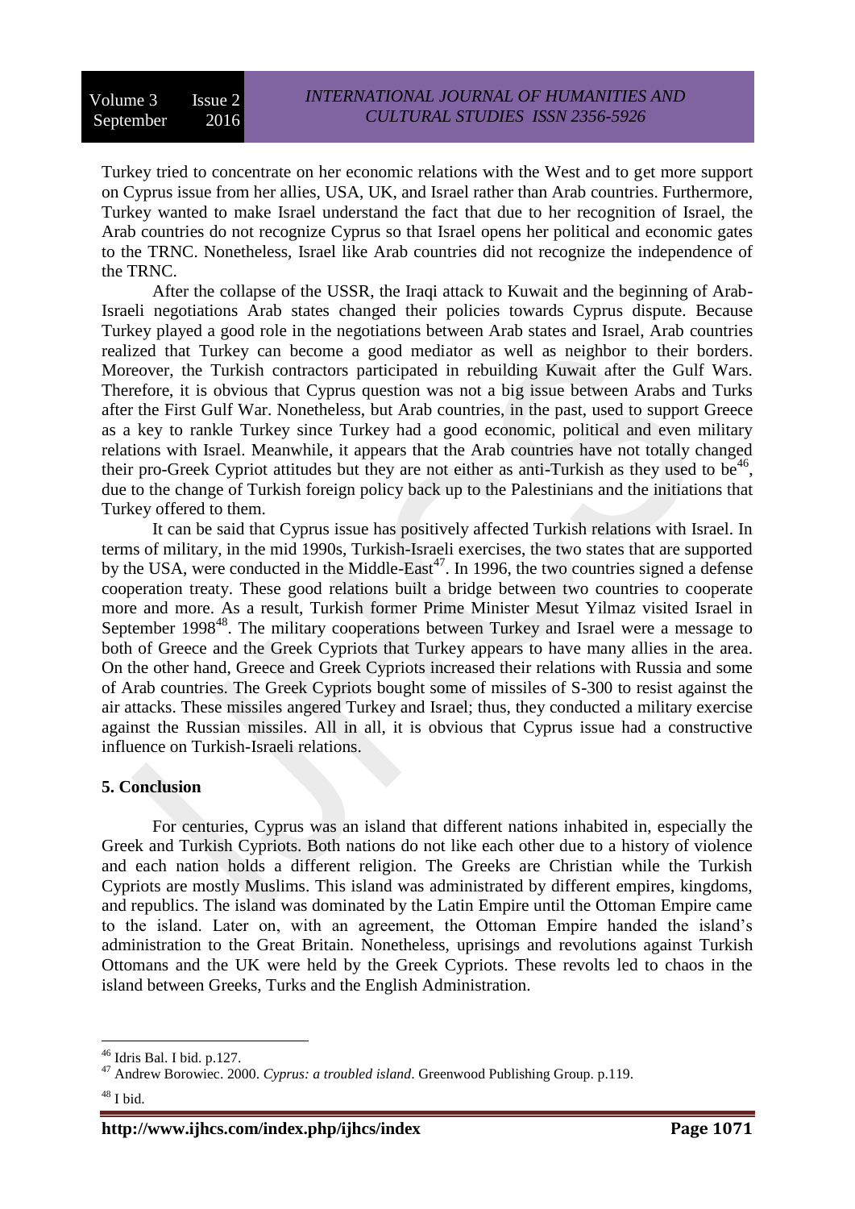Turkey tried to concentrate on her economic relations with the West and to get more support on Cyprus issue from her allies, USA, UK, and Israel rather than Arab countries. Furthermore, Turkey wanted to make Israel understand the fact that due to her recognition of Israel, the Arab countries do not recognize Cyprus so that Israel opens her political and economic gates to the TRNC. Nonetheless, Israel like Arab countries did not recognize the independence of the TRNC.

After the collapse of the USSR, the Iraqi attack to Kuwait and the beginning of Arab-Israeli negotiations Arab states changed their policies towards Cyprus dispute. Because Turkey played a good role in the negotiations between Arab states and Israel, Arab countries realized that Turkey can become a good mediator as well as neighbor to their borders. Moreover, the Turkish contractors participated in rebuilding Kuwait after the Gulf Wars. Therefore, it is obvious that Cyprus question was not a big issue between Arabs and Turks after the First Gulf War. Nonetheless, but Arab countries, in the past, used to support Greece as a key to rankle Turkey since Turkey had a good economic, political and even military relations with Israel. Meanwhile, it appears that the Arab countries have not totally changed their pro-Greek Cypriot attitudes but they are not either as anti-Turkish as they used to be[46], due to the change of Turkish foreign policy back up to the Palestinians and the initiations that Turkey offered to them.

It can be said that Cyprus issue has positively affected Turkish relations with Israel. In terms of military, in the mid 1990s, Turkish-Israeli exercises, the two states that are supported by the USA, were conducted in the Middle-East[47]. In 1996, the two countries signed a defense cooperation treaty. These good relations built a bridge between two countries to cooperate more and more. As a result, Turkish former Prime Minister Mesut Yilmaz visited Israel in September 1998[48]. The military cooperations between Turkey and Israel were a message to both of Greece and the Greek Cypriots that Turkey appears to have many allies in the area. On the other hand, Greece and Greek Cypriots increased their relations with Russia and some of Arab countries. The Greek Cypriots bought some of missiles of S-300 to resist against the air attacks. These missiles angered Turkey and Israel; thus, they conducted a military exercise against the Russian missiles. All in all, it is obvious that Cyprus issue had a constructive influence on Turkish-Israeli relations.

## 5. Conclusion

For centuries, Cyprus was an island that different nations inhabited in, especially the Greek and Turkish Cypriots. Both nations do not like each other due to a history of violence and each nation holds a different religion. The Greeks are Christian while the Turkish Cypriots are mostly Muslims. This island was administrated by different empires, kingdoms, and republics. The island was dominated by the Latin Empire until the Ottoman Empire came to the island. Later on, with an agreement, the Ottoman Empire handed the island's administration to the Great Britain. Nonetheless, uprisings and revolutions against Turkish Ottomans and the UK were held by the Greek Cypriots. These revolts led to chaos in the island between Greeks, Turks and the English Administration.

---

[46] Idris Bal. I bid. p.127.

[47] Andrew Borowiec. 2000. *Cyprus: a troubled island*. Greenwood Publishing Group. p.119.

[48] I bid.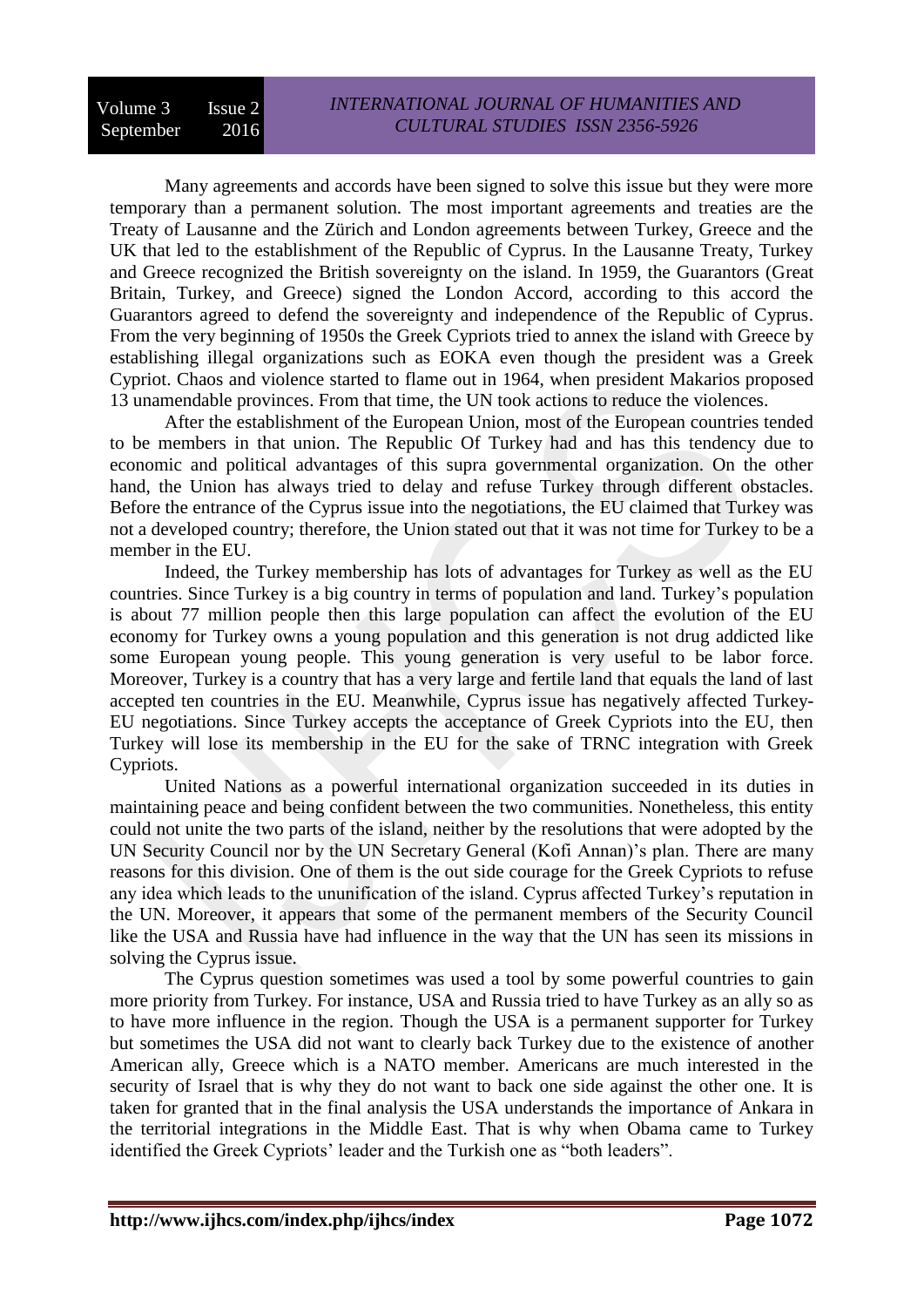Many agreements and accords have been signed to solve this issue but they were more temporary than a permanent solution. The most important agreements and treaties are the Treaty of Lausanne and the Zürich and London agreements between Turkey, Greece and the UK that led to the establishment of the Republic of Cyprus. In the Lausanne Treaty, Turkey and Greece recognized the British sovereignty on the island. In 1959, the Guarantors (Great Britain, Turkey, and Greece) signed the London Accord, according to this accord the Guarantors agreed to defend the sovereignty and independence of the Republic of Cyprus. From the very beginning of 1950s the Greek Cypriots tried to annex the island with Greece by establishing illegal organizations such as EOKA even though the president was a Greek Cypriot. Chaos and violence started to flame out in 1964, when president Makarios proposed 13 unamendable provinces. From that time, the UN took actions to reduce the violences.

After the establishment of the European Union, most of the European countries tended to be members in that union. The Republic Of Turkey had and has this tendency due to economic and political advantages of this supra governmental organization. On the other hand, the Union has always tried to delay and refuse Turkey through different obstacles. Before the entrance of the Cyprus issue into the negotiations, the EU claimed that Turkey was not a developed country; therefore, the Union stated out that it was not time for Turkey to be a member in the EU.

Indeed, the Turkey membership has lots of advantages for Turkey as well as the EU countries. Since Turkey is a big country in terms of population and land. Turkey's population is about 77 million people then this large population can affect the evolution of the EU economy for Turkey owns a young population and this generation is not drug addicted like some European young people. This young generation is very useful to be labor force. Moreover, Turkey is a country that has a very large and fertile land that equals the land of last accepted ten countries in the EU. Meanwhile, Cyprus issue has negatively affected Turkey-EU negotiations. Since Turkey accepts the acceptance of Greek Cypriots into the EU, then Turkey will lose its membership in the EU for the sake of TRNC integration with Greek Cypriots.

United Nations as a powerful international organization succeeded in its duties in maintaining peace and being confident between the two communities. Nonetheless, this entity could not unite the two parts of the island, neither by the resolutions that were adopted by the UN Security Council nor by the UN Secretary General (Kofi Annan)'s plan. There are many reasons for this division. One of them is the out side courage for the Greek Cypriots to refuse any idea which leads to the ununification of the island. Cyprus affected Turkey's reputation in the UN. Moreover, it appears that some of the permanent members of the Security Council like the USA and Russia have had influence in the way that the UN has seen its missions in solving the Cyprus issue.

The Cyprus question sometimes was used a tool by some powerful countries to gain more priority from Turkey. For instance, USA and Russia tried to have Turkey as an ally so as to have more influence in the region. Though the USA is a permanent supporter for Turkey but sometimes the USA did not want to clearly back Turkey due to the existence of another American ally, Greece which is a NATO member. Americans are much interested in the security of Israel that is why they do not want to back one side against the other one. It is taken for granted that in the final analysis the USA understands the importance of Ankara in the territorial integrations in the Middle East. That is why when Obama came to Turkey identified the Greek Cypriots' leader and the Turkish one as "both leaders".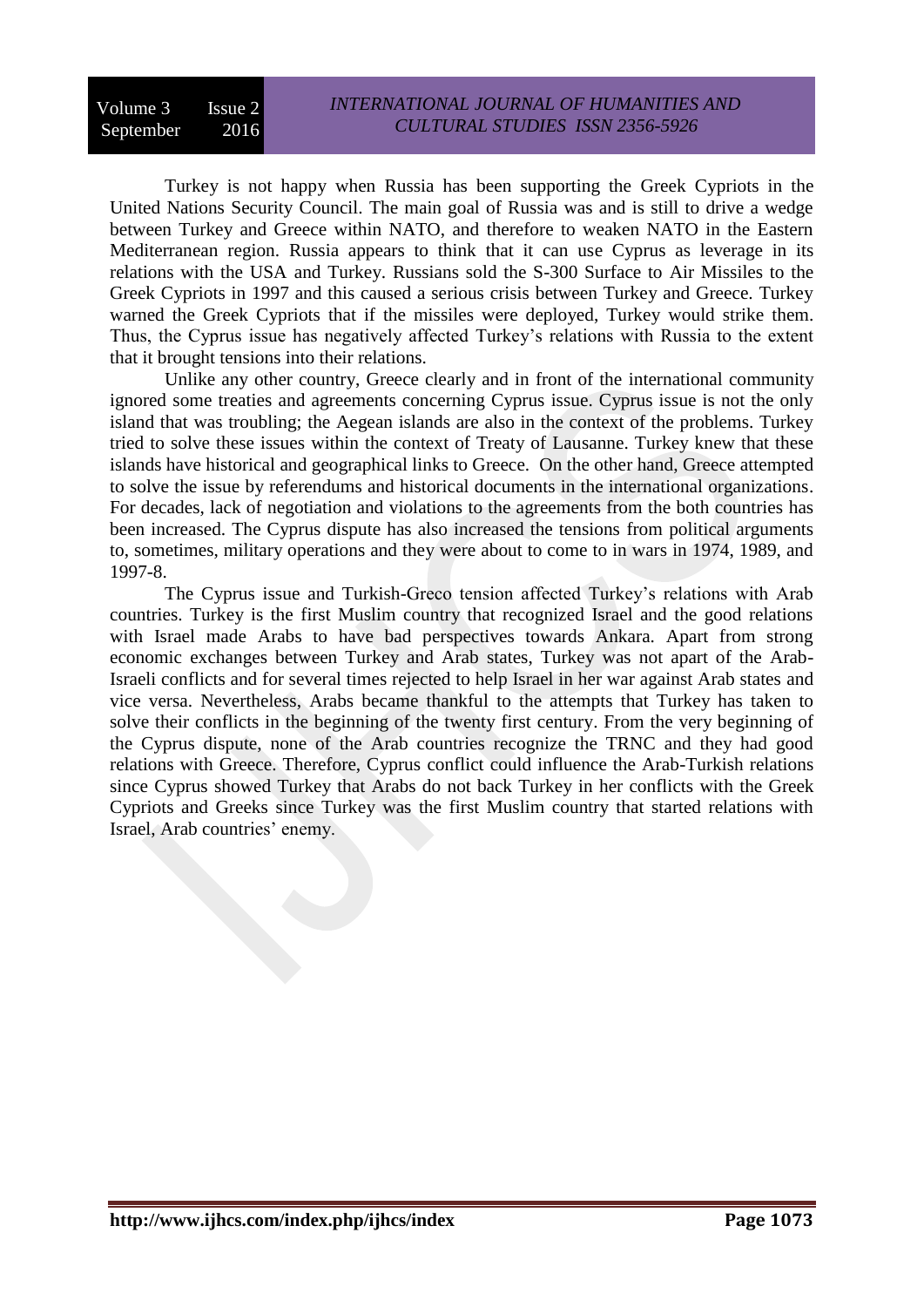Turkey is not happy when Russia has been supporting the Greek Cypriots in the United Nations Security Council. The main goal of Russia was and is still to drive a wedge between Turkey and Greece within NATO, and therefore to weaken NATO in the Eastern Mediterranean region. Russia appears to think that it can use Cyprus as leverage in its relations with the USA and Turkey. Russians sold the S-300 Surface to Air Missiles to the Greek Cypriots in 1997 and this caused a serious crisis between Turkey and Greece. Turkey warned the Greek Cypriots that if the missiles were deployed, Turkey would strike them. Thus, the Cyprus issue has negatively affected Turkey's relations with Russia to the extent that it brought tensions into their relations.

Unlike any other country, Greece clearly and in front of the international community ignored some treaties and agreements concerning Cyprus issue. Cyprus issue is not the only island that was troubling; the Aegean islands are also in the context of the problems. Turkey tried to solve these issues within the context of Treaty of Lausanne. Turkey knew that these islands have historical and geographical links to Greece. On the other hand, Greece attempted to solve the issue by referendums and historical documents in the international organizations. For decades, lack of negotiation and violations to the agreements from the both countries has been increased. The Cyprus dispute has also increased the tensions from political arguments to, sometimes, military operations and they were about to come to in wars in 1974, 1989, and 1997-8.

The Cyprus issue and Turkish-Greco tension affected Turkey's relations with Arab countries. Turkey is the first Muslim country that recognized Israel and the good relations with Israel made Arabs to have bad perspectives towards Ankara. Apart from strong economic exchanges between Turkey and Arab states, Turkey was not apart of the Arab-Israeli conflicts and for several times rejected to help Israel in her war against Arab states and vice versa. Nevertheless, Arabs became thankful to the attempts that Turkey has taken to solve their conflicts in the beginning of the twenty first century. From the very beginning of the Cyprus dispute, none of the Arab countries recognize the TRNC and they had good relations with Greece. Therefore, Cyprus conflict could influence the Arab-Turkish relations since Cyprus showed Turkey that Arabs do not back Turkey in her conflicts with the Greek Cypriots and Greeks since Turkey was the first Muslim country that started relations with Israel, Arab countries' enemy.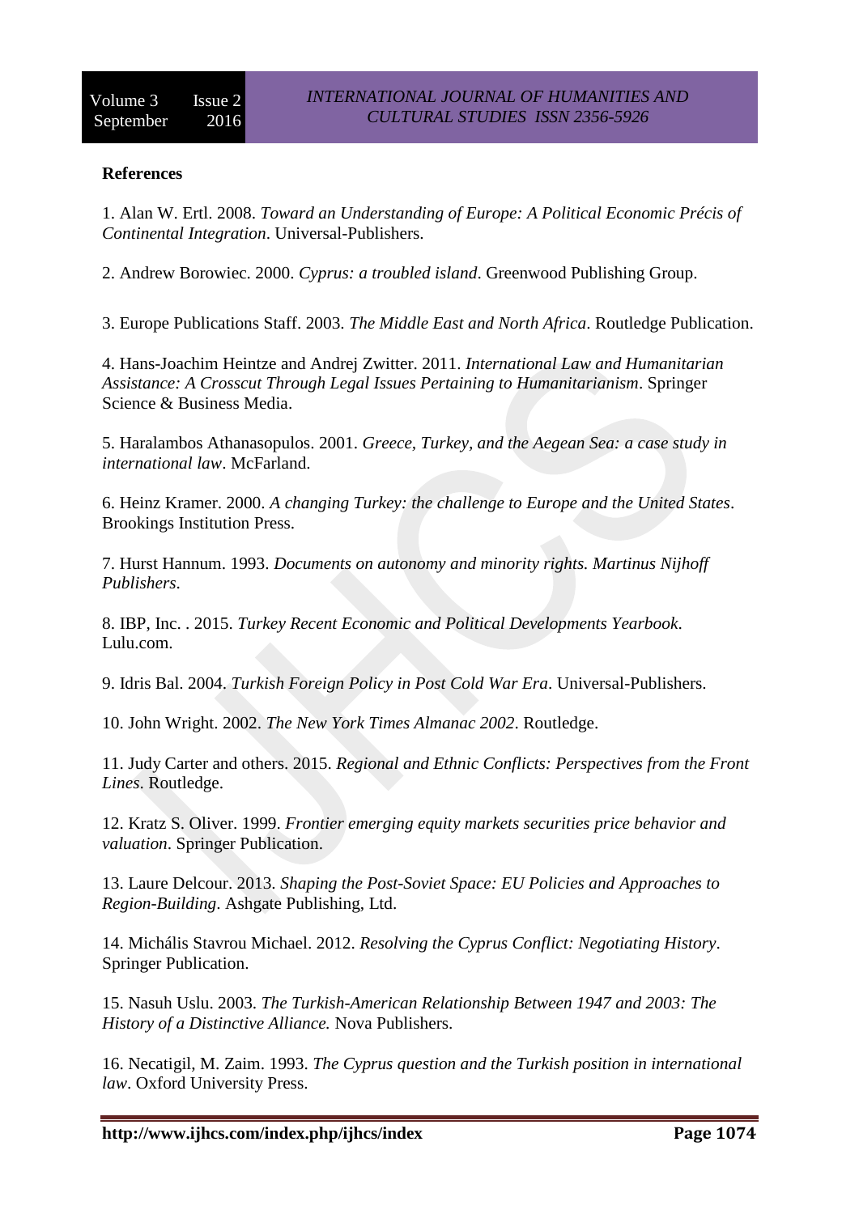**References**

1. Alan W. Ertl. 2008. *Toward an Understanding of Europe: A Political Economic Précis of Continental Integration*. Universal-Publishers.

2. Andrew Borowiec. 2000. *Cyprus: a troubled island*. Greenwood Publishing Group.

3. Europe Publications Staff. 2003. *The Middle East and North Africa*. Routledge Publication.

4. Hans-Joachim Heintze and Andrej Zwitter. 2011. *International Law and Humanitarian Assistance: A Crosscut Through Legal Issues Pertaining to Humanitarianism*. Springer Science & Business Media.

5. Haralambos Athanasopulos. 2001. *Greece, Turkey, and the Aegean Sea: a case study in international law*. McFarland.

6. Heinz Kramer. 2000. *A changing Turkey: the challenge to Europe and the United States*. Brookings Institution Press.

7. Hurst Hannum. 1993. *Documents on autonomy and minority rights. Martinus Nijhoff Publishers*.

8. IBP, Inc. . 2015. *Turkey Recent Economic and Political Developments Yearbook*. Lulu.com.

9. Idris Bal. 2004. *Turkish Foreign Policy in Post Cold War Era*. Universal-Publishers.

10. John Wright. 2002. *The New York Times Almanac 2002*. Routledge.

11. Judy Carter and others. 2015. *Regional and Ethnic Conflicts: Perspectives from the Front Lines.* Routledge.

12. Kratz S. Oliver. 1999. *Frontier emerging equity markets securities price behavior and valuation*. Springer Publication.

13. Laure Delcour. 2013. *Shaping the Post-Soviet Space: EU Policies and Approaches to Region-Building*. Ashgate Publishing, Ltd.

14. Michális Stavrou Michael. 2012. *Resolving the Cyprus Conflict: Negotiating History*. Springer Publication.

15. Nasuh Uslu. 2003. *The Turkish-American Relationship Between 1947 and 2003: The History of a Distinctive Alliance.* Nova Publishers.

16. Necatigil, M. Zaim. 1993. *The Cyprus question and the Turkish position in international law*. Oxford University Press.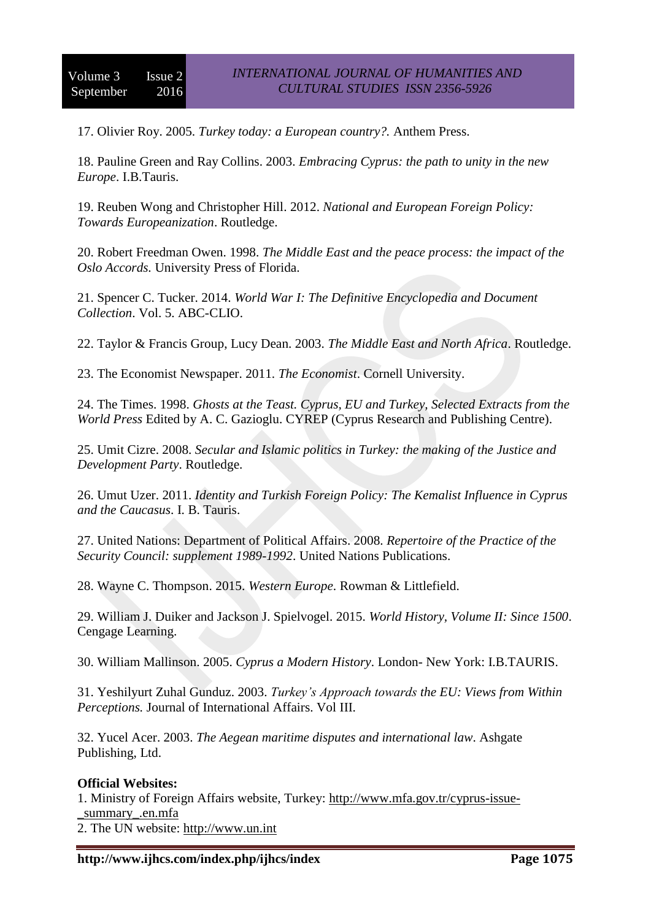17. Olivier Roy. 2005. *Turkey today: a European country?.* Anthem Press.

18. Pauline Green and Ray Collins. 2003. *Embracing Cyprus: the path to unity in the new Europe*. I.B.Tauris.

19. Reuben Wong and Christopher Hill. 2012. *National and European Foreign Policy: Towards Europeanization*. Routledge.

20. Robert Freedman Owen. 1998. *The Middle East and the peace process: the impact of the Oslo Accords.* University Press of Florida.

21. Spencer C. Tucker. 2014. *World War I: The Definitive Encyclopedia and Document Collection*. Vol. 5. ABC-CLIO.

22. Taylor & Francis Group, Lucy Dean. 2003. *The Middle East and North Africa*. Routledge.

23. The Economist Newspaper. 2011. *The Economist*. Cornell University.

24. The Times. 1998. *Ghosts at the Teast. Cyprus, EU and Turkey, Selected Extracts from the World Press* Edited by A. C. Gazioglu. CYREP (Cyprus Research and Publishing Centre).

25. Umit Cizre. 2008. *Secular and Islamic politics in Turkey: the making of the Justice and Development Party*. Routledge.

26. Umut Uzer. 2011. *Identity and Turkish Foreign Policy: The Kemalist Influence in Cyprus and the Caucasus*. I. B. Tauris.

27. United Nations: Department of Political Affairs. 2008. *Repertoire of the Practice of the Security Council: supplement 1989-1992*. United Nations Publications.

28. Wayne C. Thompson. 2015. *Western Europe*. Rowman & Littlefield.

29. William J. Duiker and Jackson J. Spielvogel. 2015. *World History, Volume II: Since 1500*. Cengage Learning.

30. William Mallinson. 2005. *Cyprus a Modern History*. London- New York: I.B.TAURIS.

31. Yeshilyurt Zuhal Gunduz. 2003. *Turkey's Approach towards the EU: Views from Within Perceptions.* Journal of International Affairs. Vol III.

32. Yucel Acer. 2003. *The Aegean maritime disputes and international law*. Ashgate Publishing, Ltd.

**Official Websites:**

1. Ministry of Foreign Affairs website, Turkey: http://www.mfa.gov.tr/cyprus-issue-_summary_.en.mfa
2. The UN website: http://www.un.int